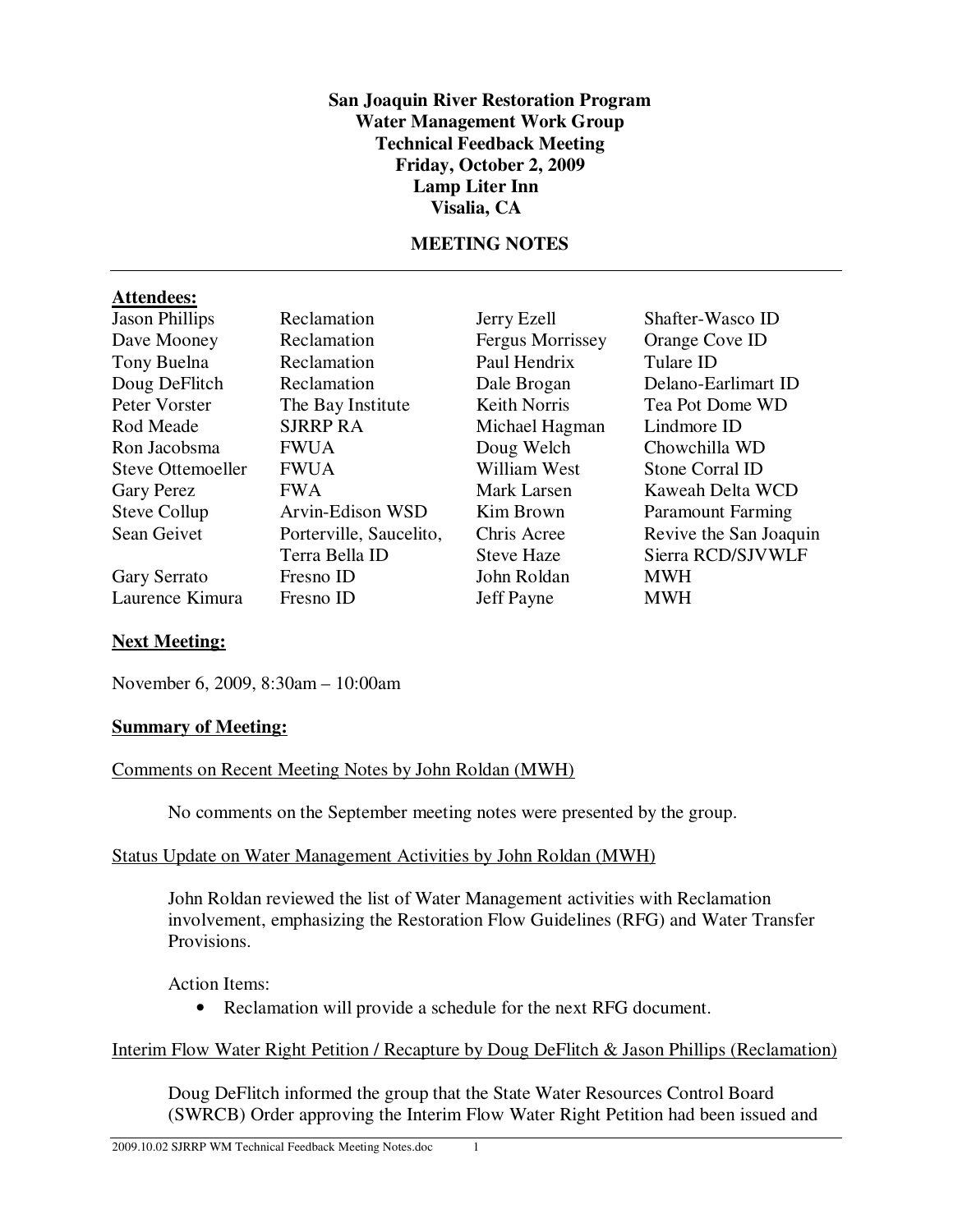**San Joaquin River Restoration Program**
**Water Management Work Group**
**Technical Feedback Meeting**
**Friday, October 2, 2009**
**Lamp Liter Inn**
**Visalia, CA**

**MEETING NOTES**

---

**Attendees:**

| | | | |
|---|---|---|---|
| Jason Phillips | Reclamation | Jerry Ezell | Shafter-Wasco ID |
| Dave Mooney | Reclamation | Fergus Morrissey | Orange Cove ID |
| Tony Buelna | Reclamation | Paul Hendrix | Tulare ID |
| Doug DeFlitch | Reclamation | Dale Brogan | Delano-Earlimart ID |
| Peter Vorster | The Bay Institute | Keith Norris | Tea Pot Dome WD |
| Rod Meade | SJRRP RA | Michael Hagman | Lindmore ID |
| Ron Jacobsma | FWUA | Doug Welch | Chowchilla WD |
| Steve Ottemoeller | FWUA | William West | Stone Corral ID |
| Gary Perez | FWA | Mark Larsen | Kaweah Delta WCD |
| Steve Collup | Arvin-Edison WSD | Kim Brown | Paramount Farming |
| Sean Geivet | Porterville, Saucelito, Terra Bella ID | Chris Acree | Revive the San Joaquin |
| | | Steve Haze | Sierra RCD/SJVWLF |
| Gary Serrato | Fresno ID | John Roldan | MWH |
| Laurence Kimura | Fresno ID | Jeff Payne | MWH |

**Next Meeting:**

November 6, 2009, 8:30am – 10:00am

**Summary of Meeting:**

Comments on Recent Meeting Notes by John Roldan (MWH)

No comments on the September meeting notes were presented by the group.

Status Update on Water Management Activities by John Roldan (MWH)

John Roldan reviewed the list of Water Management activities with Reclamation involvement, emphasizing the Restoration Flow Guidelines (RFG) and Water Transfer Provisions.

Action Items:

- Reclamation will provide a schedule for the next RFG document.

Interim Flow Water Right Petition / Recapture by Doug DeFlitch & Jason Phillips (Reclamation)

Doug DeFlitch informed the group that the State Water Resources Control Board (SWRCB) Order approving the Interim Flow Water Right Petition had been issued and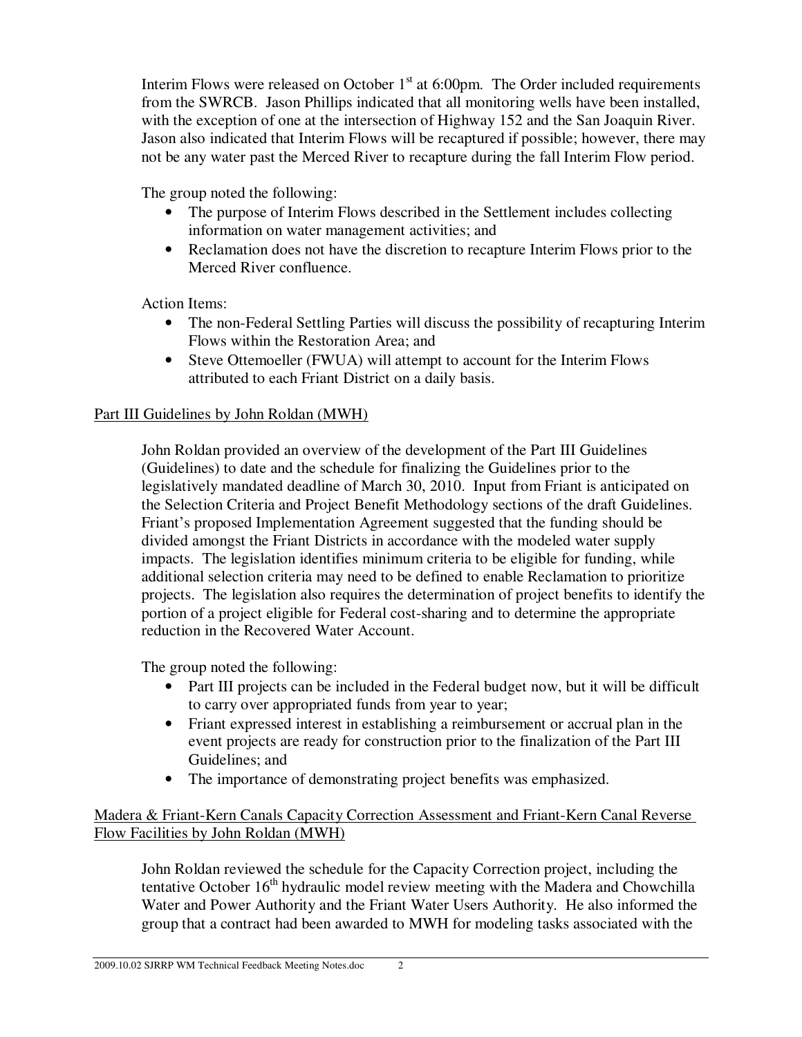Interim Flows were released on October 1st at 6:00pm. The Order included requirements from the SWRCB. Jason Phillips indicated that all monitoring wells have been installed, with the exception of one at the intersection of Highway 152 and the San Joaquin River. Jason also indicated that Interim Flows will be recaptured if possible; however, there may not be any water past the Merced River to recapture during the fall Interim Flow period.

The group noted the following:

- The purpose of Interim Flows described in the Settlement includes collecting information on water management activities; and
- Reclamation does not have the discretion to recapture Interim Flows prior to the Merced River confluence.

Action Items:

- The non-Federal Settling Parties will discuss the possibility of recapturing Interim Flows within the Restoration Area; and
- Steve Ottemoeller (FWUA) will attempt to account for the Interim Flows attributed to each Friant District on a daily basis.

Part III Guidelines by John Roldan (MWH)

John Roldan provided an overview of the development of the Part III Guidelines (Guidelines) to date and the schedule for finalizing the Guidelines prior to the legislatively mandated deadline of March 30, 2010. Input from Friant is anticipated on the Selection Criteria and Project Benefit Methodology sections of the draft Guidelines. Friant's proposed Implementation Agreement suggested that the funding should be divided amongst the Friant Districts in accordance with the modeled water supply impacts. The legislation identifies minimum criteria to be eligible for funding, while additional selection criteria may need to be defined to enable Reclamation to prioritize projects. The legislation also requires the determination of project benefits to identify the portion of a project eligible for Federal cost-sharing and to determine the appropriate reduction in the Recovered Water Account.

The group noted the following:

- Part III projects can be included in the Federal budget now, but it will be difficult to carry over appropriated funds from year to year;
- Friant expressed interest in establishing a reimbursement or accrual plan in the event projects are ready for construction prior to the finalization of the Part III Guidelines; and
- The importance of demonstrating project benefits was emphasized.

Madera & Friant-Kern Canals Capacity Correction Assessment and Friant-Kern Canal Reverse Flow Facilities by John Roldan (MWH)

John Roldan reviewed the schedule for the Capacity Correction project, including the tentative October 16th hydraulic model review meeting with the Madera and Chowchilla Water and Power Authority and the Friant Water Users Authority. He also informed the group that a contract had been awarded to MWH for modeling tasks associated with the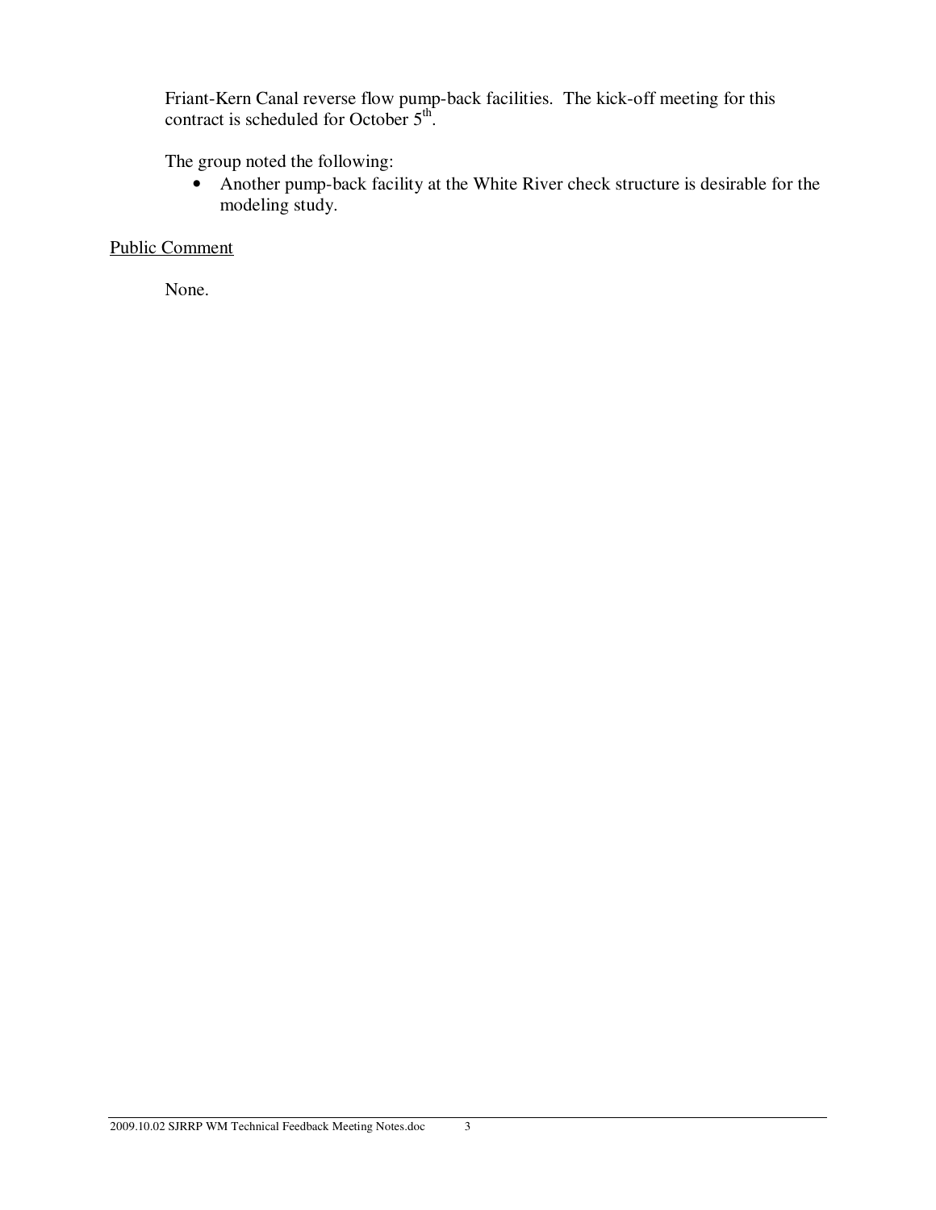Friant-Kern Canal reverse flow pump-back facilities. The kick-off meeting for this contract is scheduled for October 5th.

The group noted the following:

- Another pump-back facility at the White River check structure is desirable for the modeling study.

Public Comment

None.